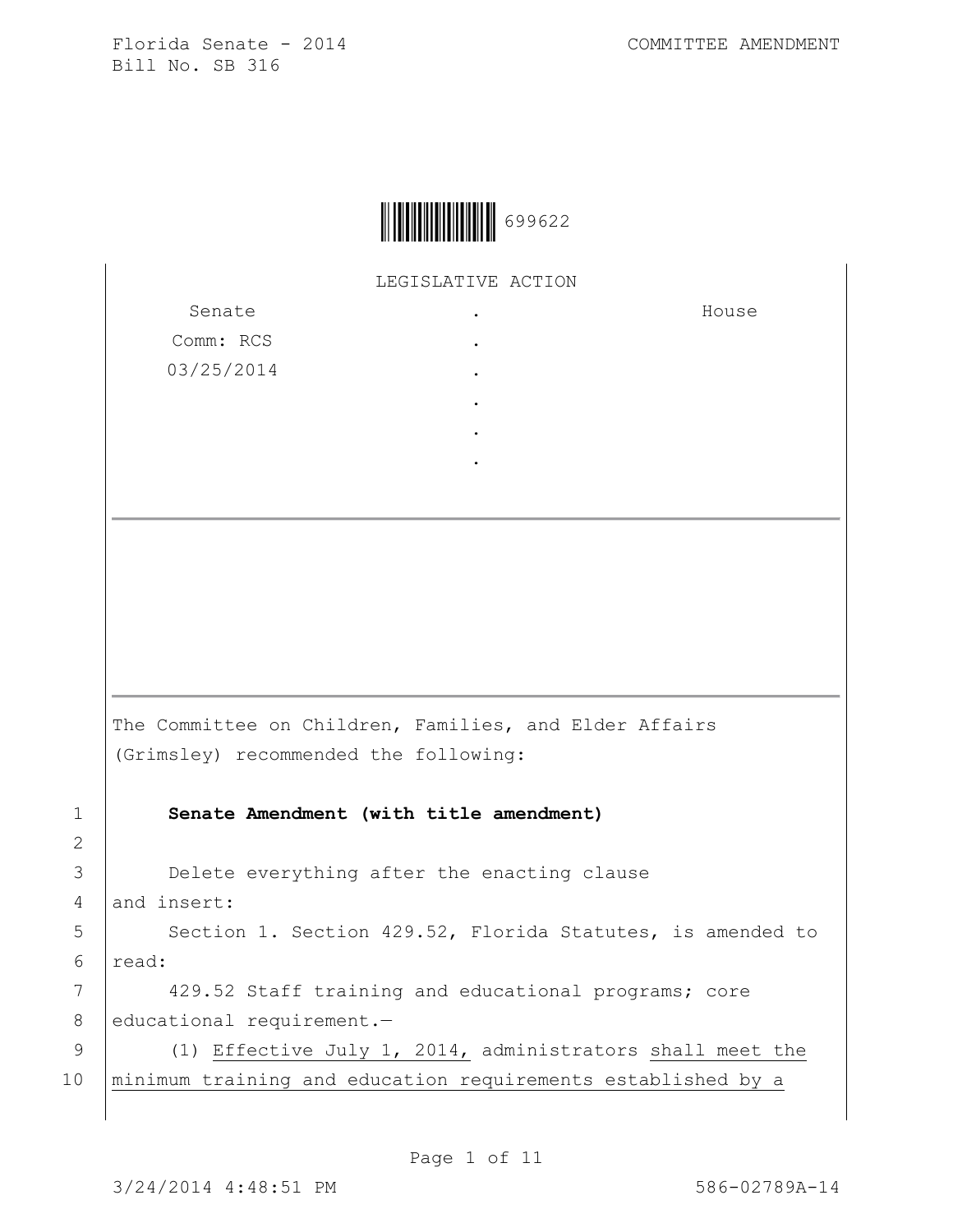Florida Senate - 2014 COMMITTEE AMENDMENT
Bill No. SB 316

699622

LEGISLATIVE ACTION

| Senate | . | House |
|---|---|---|
| Comm: RCS | . | |
| 03/25/2014 | . | |

The Committee on Children, Families, and Elder Affairs (Grimsley) recommended the following:

**Senate Amendment (with title amendment)**

Delete everything after the enacting clause and insert:

Section 1. Section 429.52, Florida Statutes, is amended to read:

429.52 Staff training and educational programs; core educational requirement.—

(1) Effective July 1, 2014, administrators shall meet the minimum training and education requirements established by a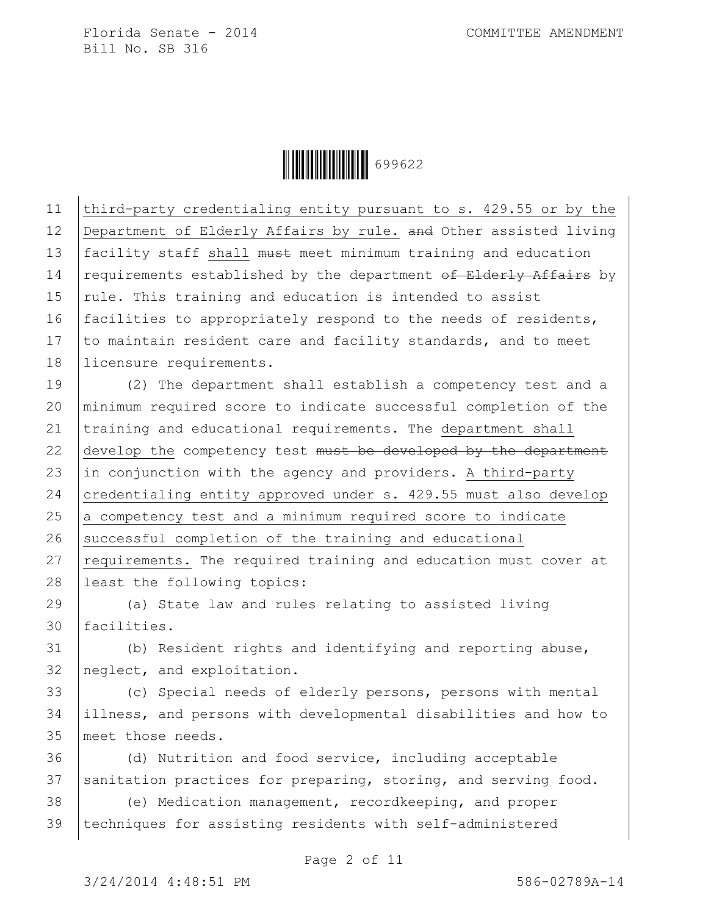third-party credentialing entity pursuant to s. 429.55 or by the Department of Elderly Affairs by rule. ~~and~~ Other assisted living facility staff shall ~~must~~ meet minimum training and education requirements established by the department ~~of Elderly Affairs~~ by rule. This training and education is intended to assist facilities to appropriately respond to the needs of residents, to maintain resident care and facility standards, and to meet licensure requirements.

(2) The department shall establish a competency test and a minimum required score to indicate successful completion of the training and educational requirements. The department shall develop the competency test ~~must be developed by the department~~ in conjunction with the agency and providers. A third-party credentialing entity approved under s. 429.55 must also develop a competency test and a minimum required score to indicate successful completion of the training and educational requirements. The required training and education must cover at least the following topics:

(a) State law and rules relating to assisted living facilities.

(b) Resident rights and identifying and reporting abuse, neglect, and exploitation.

(c) Special needs of elderly persons, persons with mental illness, and persons with developmental disabilities and how to meet those needs.

(d) Nutrition and food service, including acceptable sanitation practices for preparing, storing, and serving food.

(e) Medication management, recordkeeping, and proper techniques for assisting residents with self-administered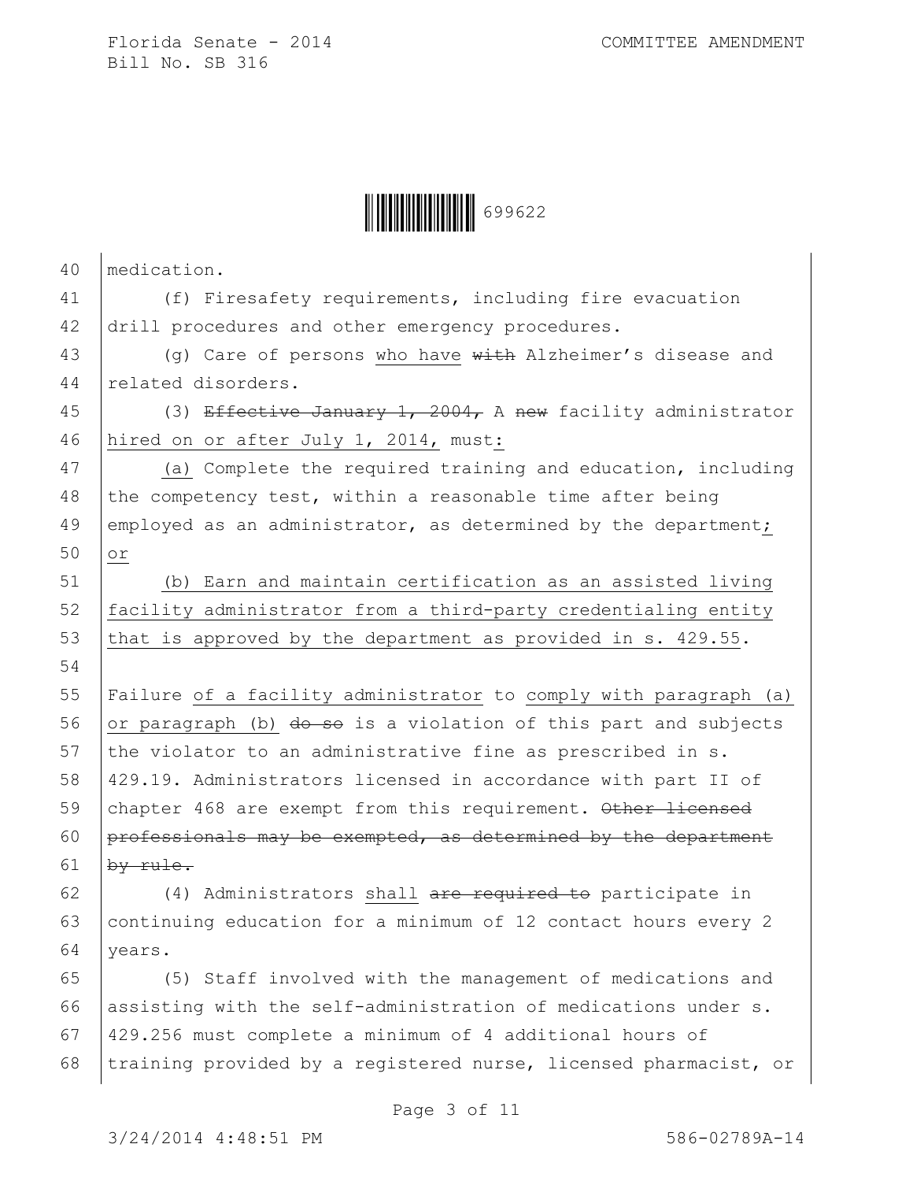medication.

(f) Firesafety requirements, including fire evacuation drill procedures and other emergency procedures.

(g) Care of persons who have ~~with~~ Alzheimer's disease and related disorders.

(3) ~~Effective January 1, 2004,~~ A ~~new~~ facility administrator hired on or after July 1, 2014, must:

(a) Complete the required training and education, including the competency test, within a reasonable time after being employed as an administrator, as determined by the department; or

(b) Earn and maintain certification as an assisted living facility administrator from a third-party credentialing entity that is approved by the department as provided in s. 429.55.

Failure of a facility administrator to comply with paragraph (a) or paragraph (b) ~~do so~~ is a violation of this part and subjects the violator to an administrative fine as prescribed in s. 429.19. Administrators licensed in accordance with part II of chapter 468 are exempt from this requirement. ~~Other licensed professionals may be exempted, as determined by the department by rule.~~

(4) Administrators shall ~~are required to~~ participate in continuing education for a minimum of 12 contact hours every 2 years.

(5) Staff involved with the management of medications and assisting with the self-administration of medications under s. 429.256 must complete a minimum of 4 additional hours of training provided by a registered nurse, licensed pharmacist, or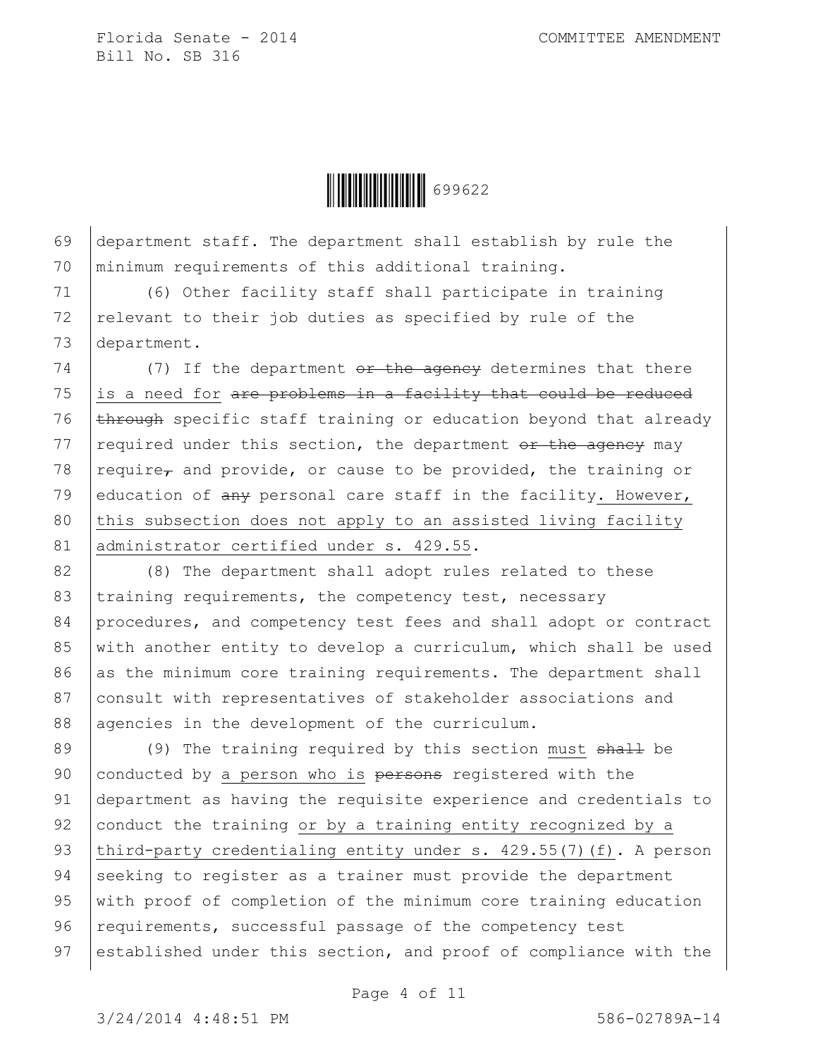department staff. The department shall establish by rule the minimum requirements of this additional training.

(6) Other facility staff shall participate in training relevant to their job duties as specified by rule of the department.

(7) If the department ~~or the agency~~ determines that there is a need for ~~are problems in a facility that could be reduced through~~ specific staff training or education beyond that already required under this section, the department ~~or the agency~~ may require~~,~~ and provide, or cause to be provided, the training or education of ~~any~~ personal care staff in the facility. However, this subsection does not apply to an assisted living facility administrator certified under s. 429.55.

(8) The department shall adopt rules related to these training requirements, the competency test, necessary procedures, and competency test fees and shall adopt or contract with another entity to develop a curriculum, which shall be used as the minimum core training requirements. The department shall consult with representatives of stakeholder associations and agencies in the development of the curriculum.

(9) The training required by this section must ~~shall~~ be conducted by a person who is ~~persons~~ registered with the department as having the requisite experience and credentials to conduct the training or by a training entity recognized by a third-party credentialing entity under s. 429.55(7)(f). A person seeking to register as a trainer must provide the department with proof of completion of the minimum core training education requirements, successful passage of the competency test established under this section, and proof of compliance with the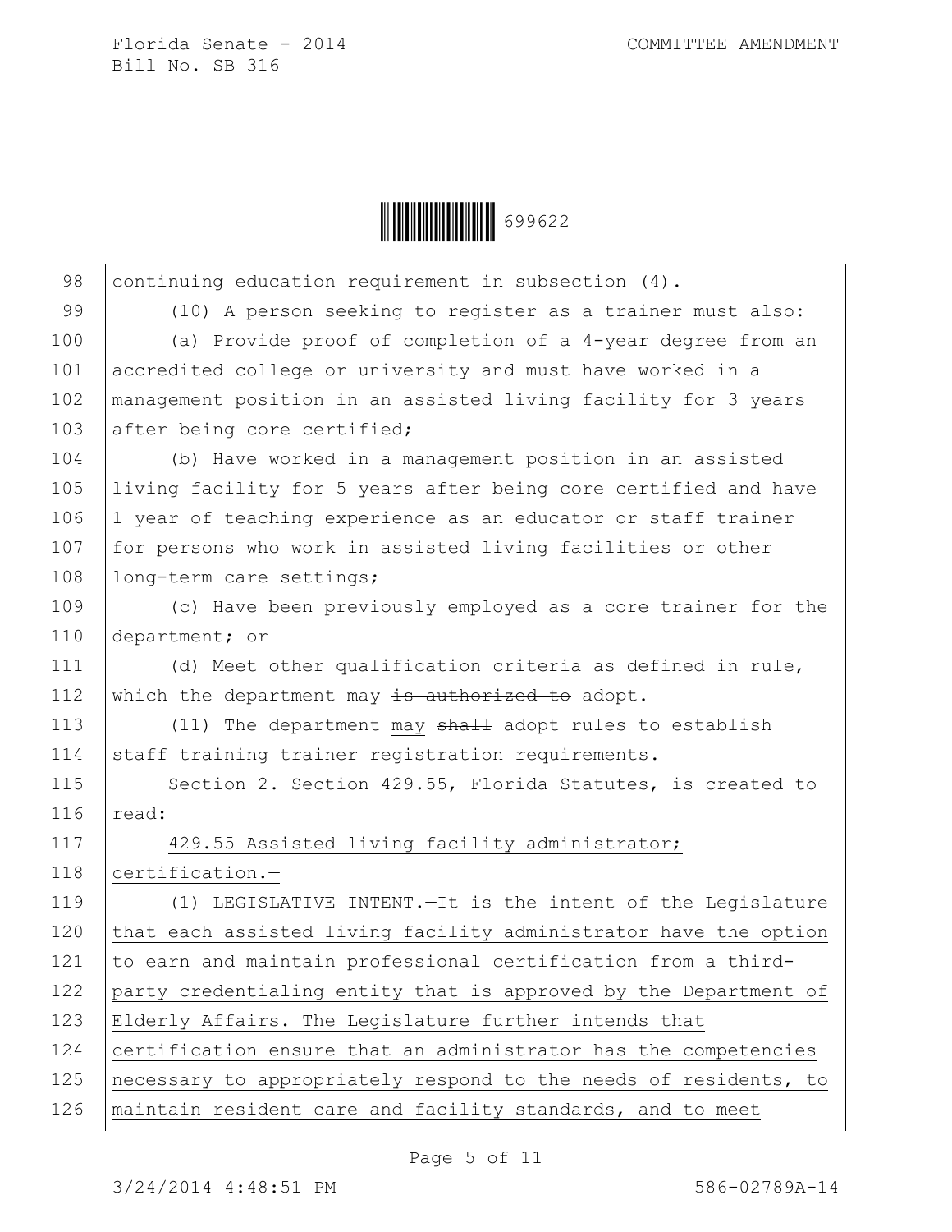continuing education requirement in subsection (4).

(10) A person seeking to register as a trainer must also:

(a) Provide proof of completion of a 4-year degree from an accredited college or university and must have worked in a management position in an assisted living facility for 3 years after being core certified;

(b) Have worked in a management position in an assisted living facility for 5 years after being core certified and have 1 year of teaching experience as an educator or staff trainer for persons who work in assisted living facilities or other long-term care settings;

(c) Have been previously employed as a core trainer for the department; or

(d) Meet other qualification criteria as defined in rule, which the department may ~~is authorized to~~ adopt.

(11) The department may ~~shall~~ adopt rules to establish staff training ~~trainer registration~~ requirements.

Section 2. Section 429.55, Florida Statutes, is created to read:

429.55 Assisted living facility administrator; certification.—

(1) LEGISLATIVE INTENT.—It is the intent of the Legislature that each assisted living facility administrator have the option to earn and maintain professional certification from a third-party credentialing entity that is approved by the Department of Elderly Affairs. The Legislature further intends that certification ensure that an administrator has the competencies necessary to appropriately respond to the needs of residents, to maintain resident care and facility standards, and to meet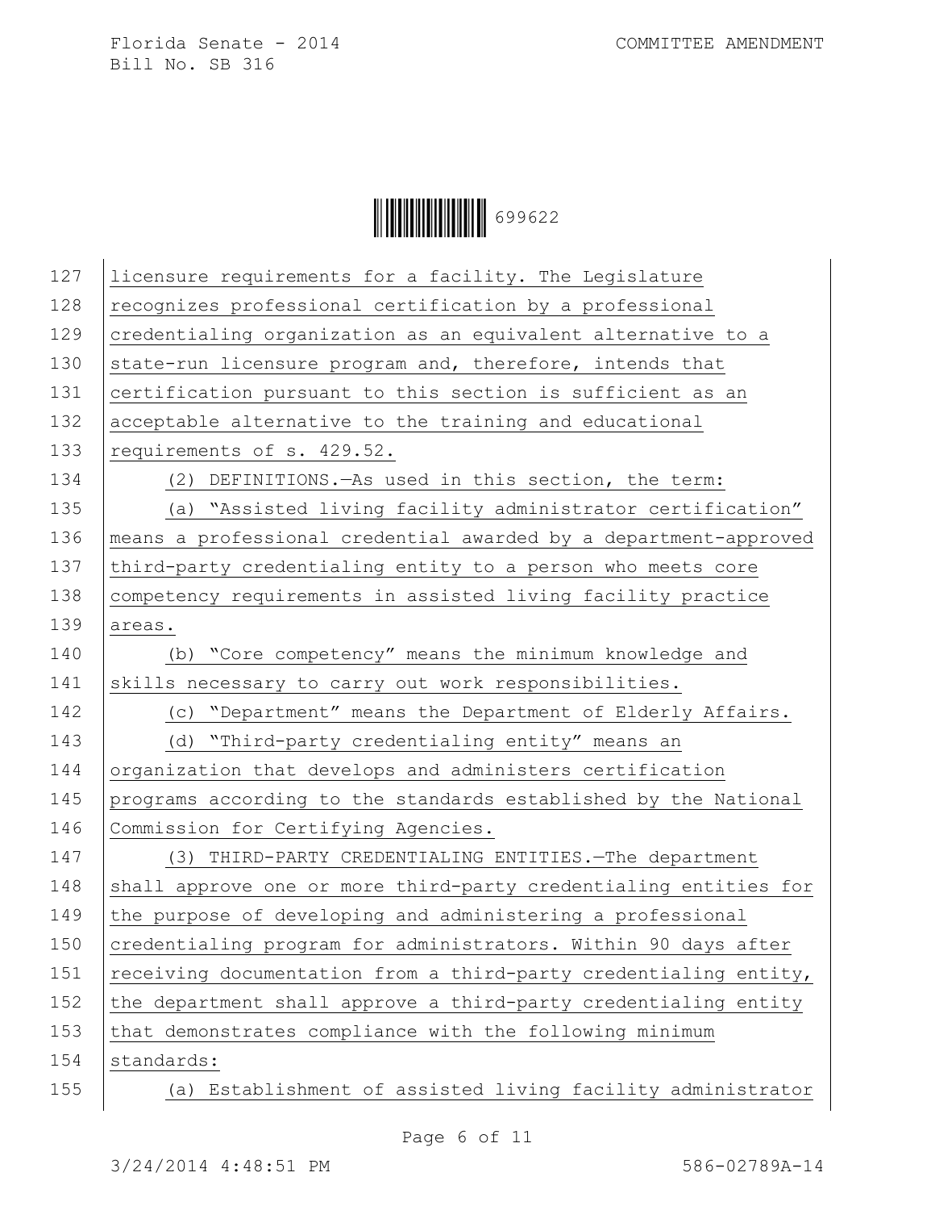licensure requirements for a facility. The Legislature recognizes professional certification by a professional credentialing organization as an equivalent alternative to a state-run licensure program and, therefore, intends that certification pursuant to this section is sufficient as an acceptable alternative to the training and educational requirements of s. 429.52.

(2) DEFINITIONS.—As used in this section, the term:

(a) "Assisted living facility administrator certification" means a professional credential awarded by a department-approved third-party credentialing entity to a person who meets core competency requirements in assisted living facility practice areas.

(b) "Core competency" means the minimum knowledge and skills necessary to carry out work responsibilities.

(c) "Department" means the Department of Elderly Affairs.

(d) "Third-party credentialing entity" means an organization that develops and administers certification programs according to the standards established by the National Commission for Certifying Agencies.

(3) THIRD-PARTY CREDENTIALING ENTITIES.—The department shall approve one or more third-party credentialing entities for the purpose of developing and administering a professional credentialing program for administrators. Within 90 days after receiving documentation from a third-party credentialing entity, the department shall approve a third-party credentialing entity that demonstrates compliance with the following minimum standards:

(a) Establishment of assisted living facility administrator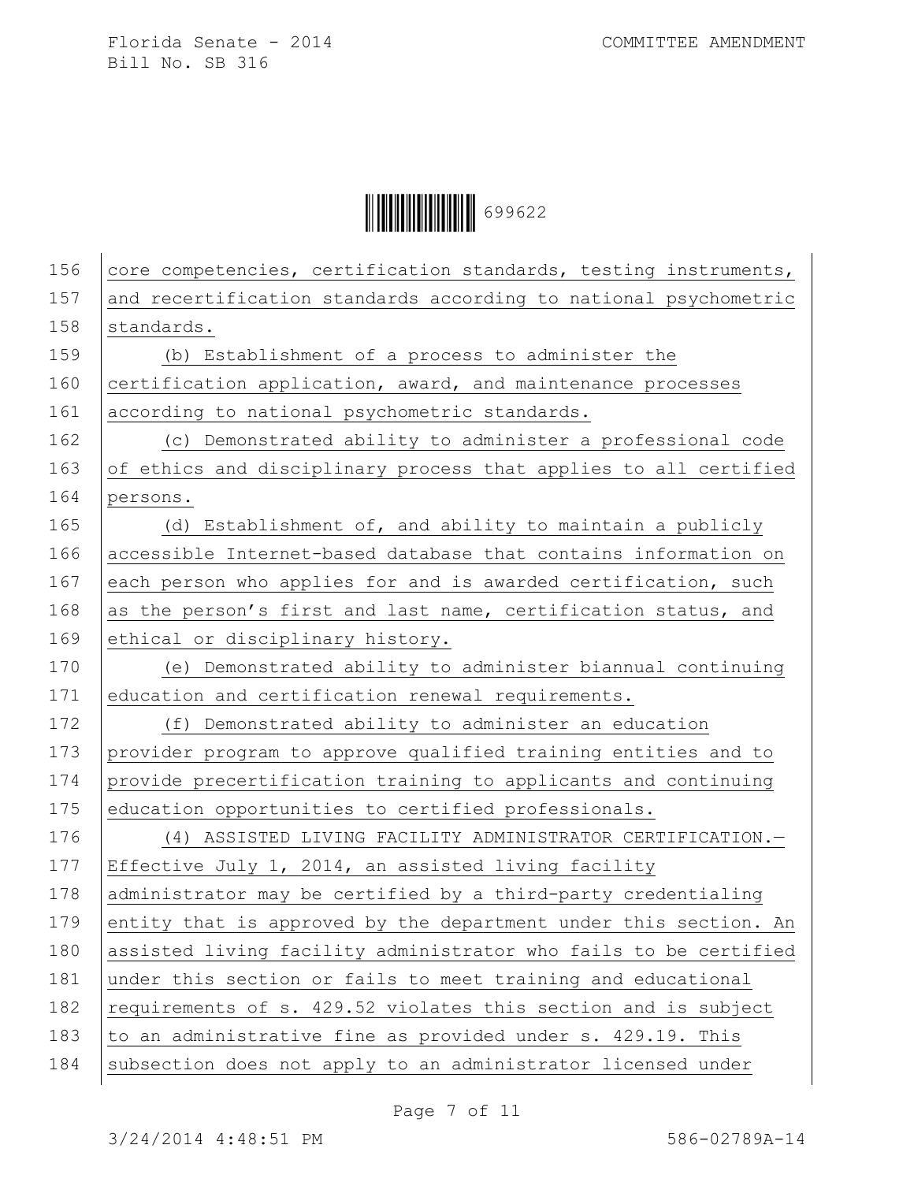core competencies, certification standards, testing instruments, and recertification standards according to national psychometric standards.

(b) Establishment of a process to administer the certification application, award, and maintenance processes according to national psychometric standards.

(c) Demonstrated ability to administer a professional code of ethics and disciplinary process that applies to all certified persons.

(d) Establishment of, and ability to maintain a publicly accessible Internet-based database that contains information on each person who applies for and is awarded certification, such as the person's first and last name, certification status, and ethical or disciplinary history.

(e) Demonstrated ability to administer biannual continuing education and certification renewal requirements.

(f) Demonstrated ability to administer an education provider program to approve qualified training entities and to provide precertification training to applicants and continuing education opportunities to certified professionals.

(4) ASSISTED LIVING FACILITY ADMINISTRATOR CERTIFICATION.—Effective July 1, 2014, an assisted living facility administrator may be certified by a third-party credentialing entity that is approved by the department under this section. An assisted living facility administrator who fails to be certified under this section or fails to meet training and educational requirements of s. 429.52 violates this section and is subject to an administrative fine as provided under s. 429.19. This subsection does not apply to an administrator licensed under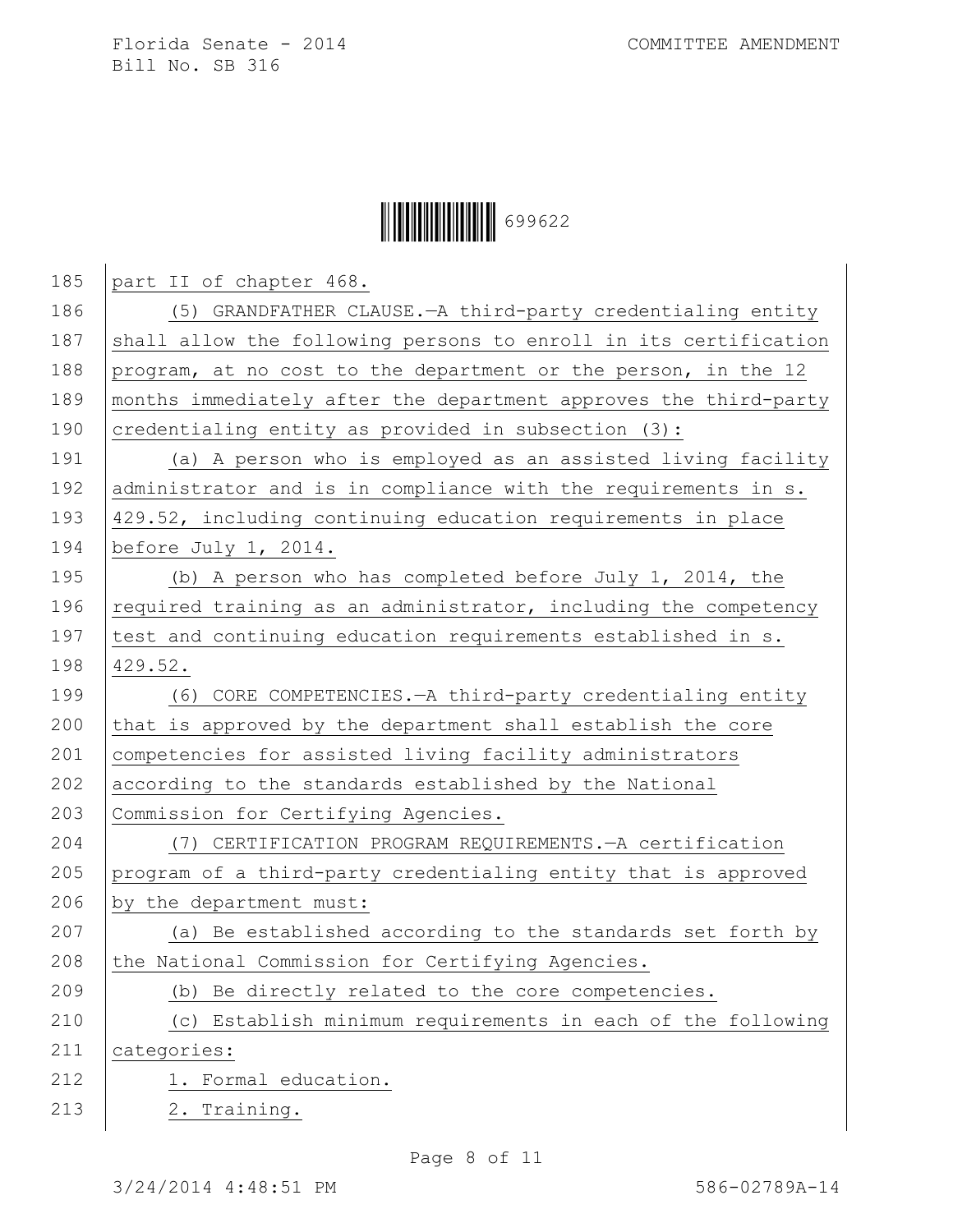part II of chapter 468.

(5) GRANDFATHER CLAUSE.—A third-party credentialing entity shall allow the following persons to enroll in its certification program, at no cost to the department or the person, in the 12 months immediately after the department approves the third-party credentialing entity as provided in subsection (3):

(a) A person who is employed as an assisted living facility administrator and is in compliance with the requirements in s. 429.52, including continuing education requirements in place before July 1, 2014.

(b) A person who has completed before July 1, 2014, the required training as an administrator, including the competency test and continuing education requirements established in s. 429.52.

(6) CORE COMPETENCIES.—A third-party credentialing entity that is approved by the department shall establish the core competencies for assisted living facility administrators according to the standards established by the National Commission for Certifying Agencies.

(7) CERTIFICATION PROGRAM REQUIREMENTS.—A certification program of a third-party credentialing entity that is approved by the department must:

(a) Be established according to the standards set forth by the National Commission for Certifying Agencies.

(b) Be directly related to the core competencies.

(c) Establish minimum requirements in each of the following categories:

1. Formal education.

2. Training.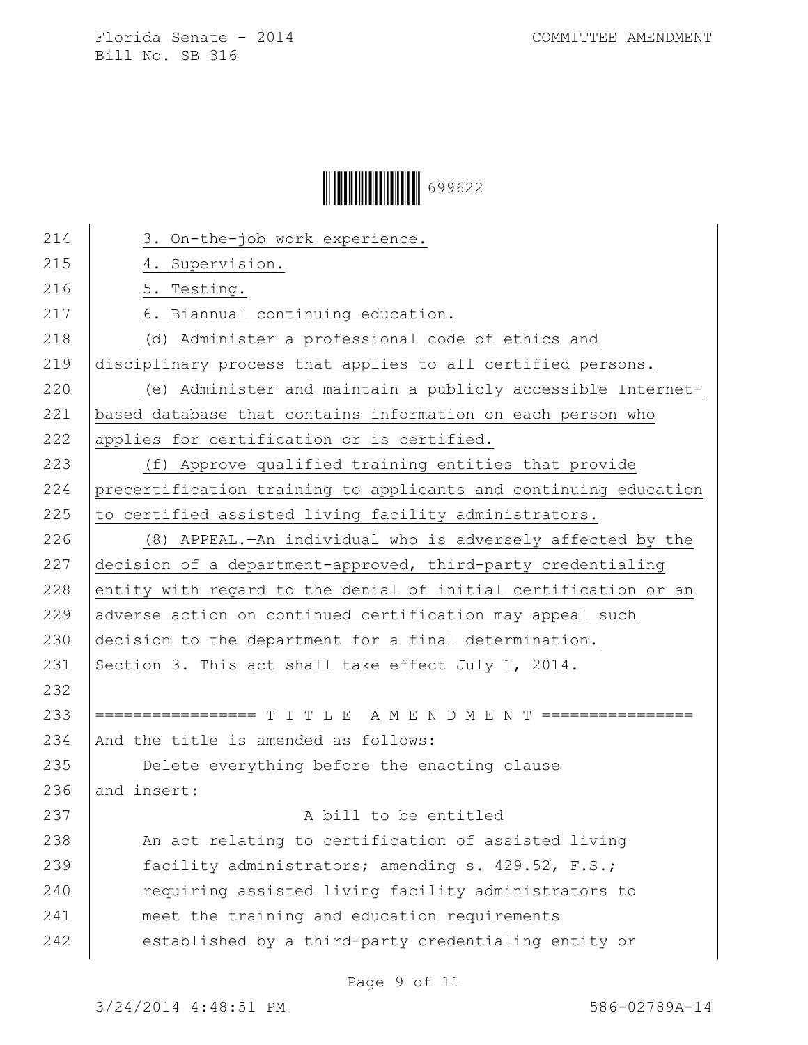3. On-the-job work experience.

4. Supervision.

5. Testing.

6. Biannual continuing education.

(d) Administer a professional code of ethics and disciplinary process that applies to all certified persons.

(e) Administer and maintain a publicly accessible Internet-based database that contains information on each person who applies for certification or is certified.

(f) Approve qualified training entities that provide precertification training to applicants and continuing education to certified assisted living facility administrators.

(8) APPEAL.—An individual who is adversely affected by the decision of a department-approved, third-party credentialing entity with regard to the denial of initial certification or an adverse action on continued certification may appeal such decision to the department for a final determination.

Section 3. This act shall take effect July 1, 2014.

================= T I T L E A M E N D M E N T ================

And the title is amended as follows:

Delete everything before the enacting clause

and insert:

A bill to be entitled

An act relating to certification of assisted living facility administrators; amending s. 429.52, F.S.; requiring assisted living facility administrators to meet the training and education requirements established by a third-party credentialing entity or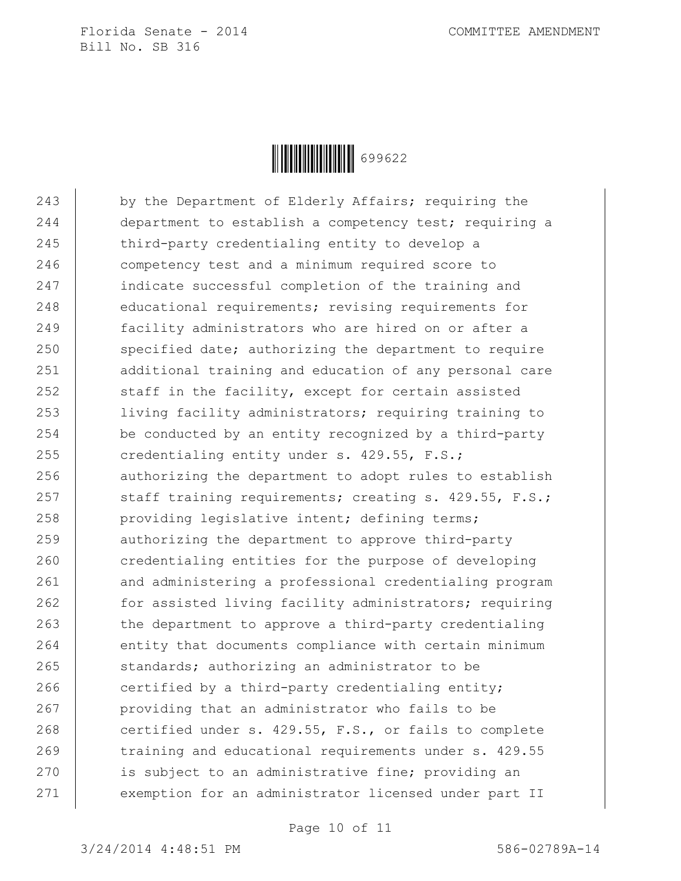243 by the Department of Elderly Affairs; requiring the
244 department to establish a competency test; requiring a
245 third-party credentialing entity to develop a
246 competency test and a minimum required score to
247 indicate successful completion of the training and
248 educational requirements; revising requirements for
249 facility administrators who are hired on or after a
250 specified date; authorizing the department to require
251 additional training and education of any personal care
252 staff in the facility, except for certain assisted
253 living facility administrators; requiring training to
254 be conducted by an entity recognized by a third-party
255 credentialing entity under s. 429.55, F.S.;
256 authorizing the department to adopt rules to establish
257 staff training requirements; creating s. 429.55, F.S.;
258 providing legislative intent; defining terms;
259 authorizing the department to approve third-party
260 credentialing entities for the purpose of developing
261 and administering a professional credentialing program
262 for assisted living facility administrators; requiring
263 the department to approve a third-party credentialing
264 entity that documents compliance with certain minimum
265 standards; authorizing an administrator to be
266 certified by a third-party credentialing entity;
267 providing that an administrator who fails to be
268 certified under s. 429.55, F.S., or fails to complete
269 training and educational requirements under s. 429.55
270 is subject to an administrative fine; providing an
271 exemption for an administrator licensed under part II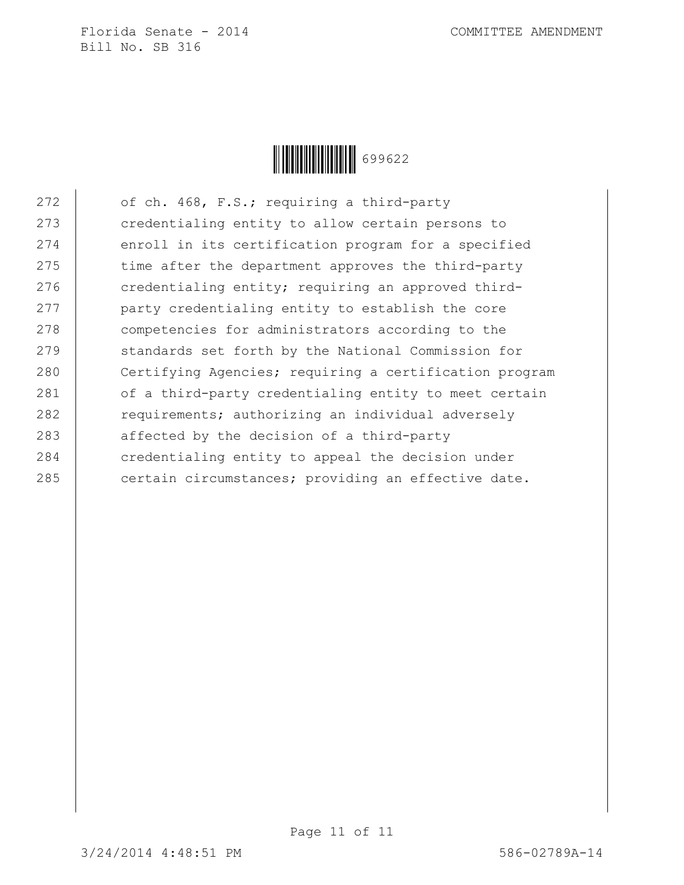272 of ch. 468, F.S.; requiring a third-party
273 credentialing entity to allow certain persons to
274 enroll in its certification program for a specified
275 time after the department approves the third-party
276 credentialing entity; requiring an approved third-
277 party credentialing entity to establish the core
278 competencies for administrators according to the
279 standards set forth by the National Commission for
280 Certifying Agencies; requiring a certification program
281 of a third-party credentialing entity to meet certain
282 requirements; authorizing an individual adversely
283 affected by the decision of a third-party
284 credentialing entity to appeal the decision under
285 certain circumstances; providing an effective date.